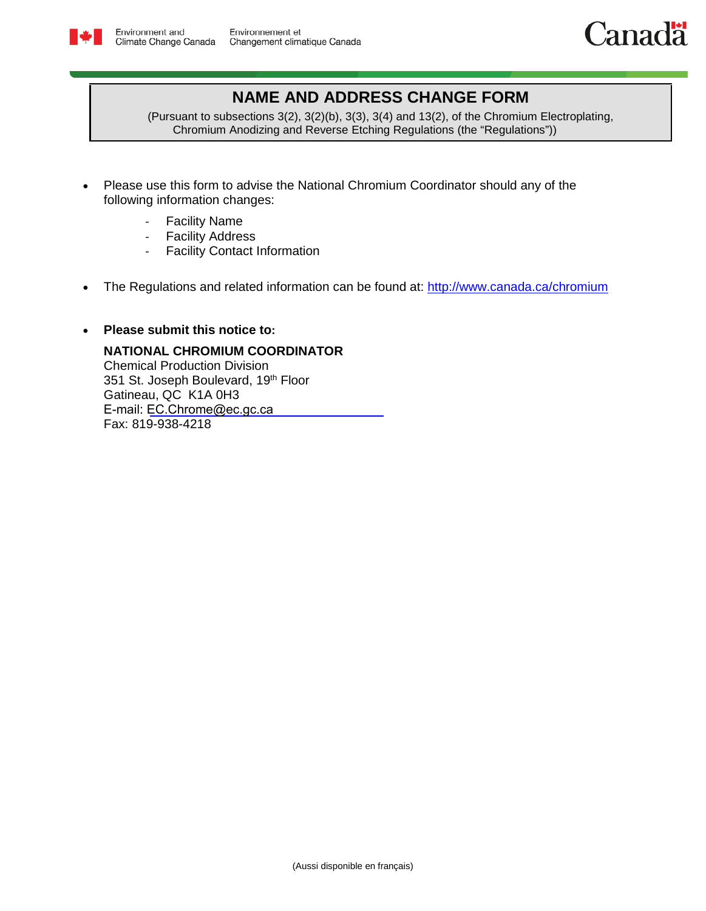Environment and Climate Change Canada / Environnement et Changement climatique Canada

# NAME AND ADDRESS CHANGE FORM

(Pursuant to subsections 3(2), 3(2)(b), 3(3), 3(4) and 13(2), of the Chromium Electroplating, Chromium Anodizing and Reverse Etching Regulations (the "Regulations"))

- Please use this form to advise the National Chromium Coordinator should any of the following information changes:
  - Facility Name
  - Facility Address
  - Facility Contact Information

- The Regulations and related information can be found at: http://www.canada.ca/chromium

- **Please submit this notice to:**

  **NATIONAL CHROMIUM COORDINATOR**
  Chemical Production Division
  351 St. Joseph Boulevard, 19th Floor
  Gatineau, QC K1A 0H3
  E-mail: EC.Chrome@ec.gc.ca
  Fax: 819-938-4218

(Aussi disponible en français)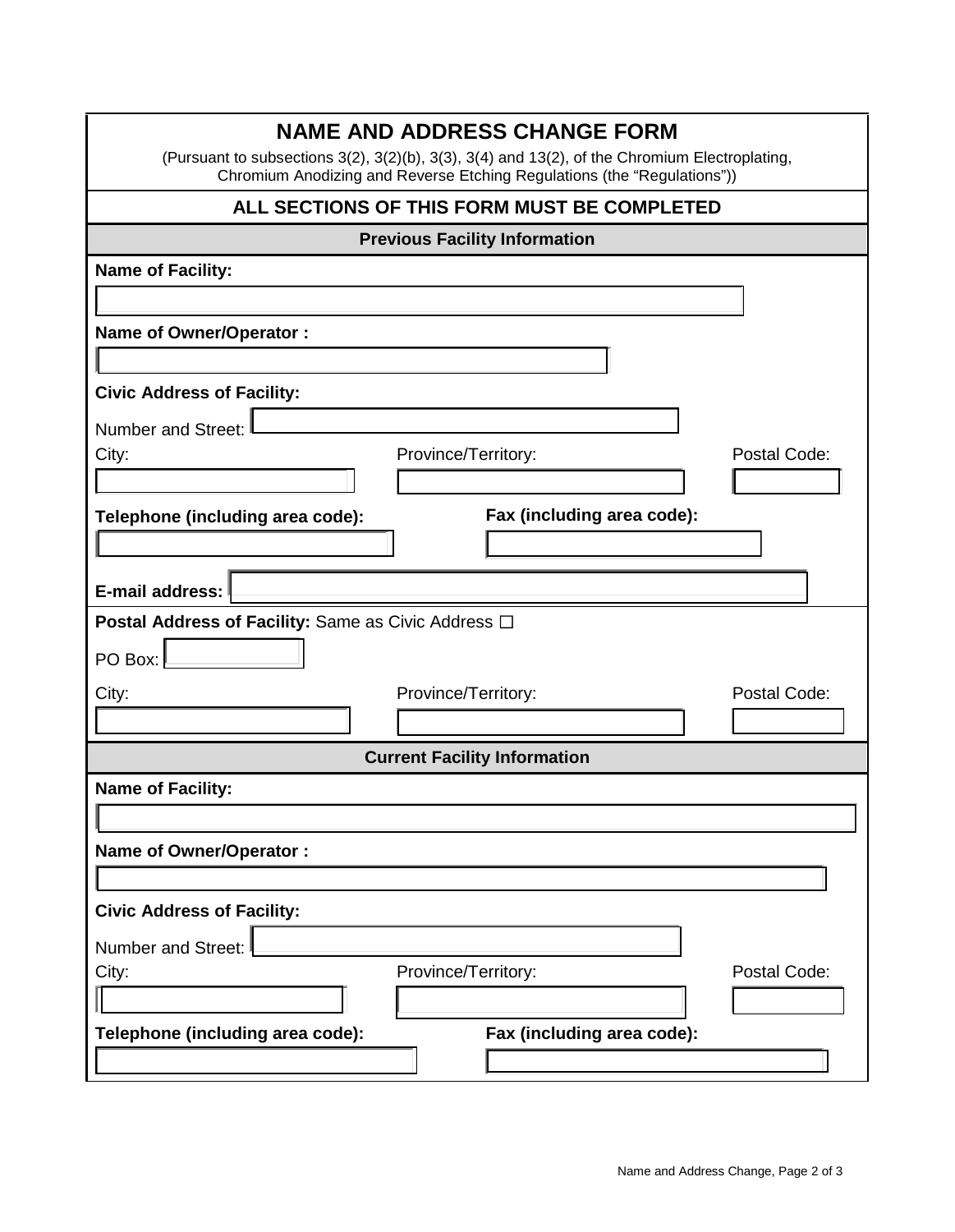# NAME AND ADDRESS CHANGE FORM

(Pursuant to subsections 3(2), 3(2)(b), 3(3), 3(4) and 13(2), of the Chromium Electroplating, Chromium Anodizing and Reverse Etching Regulations (the "Regulations"))

## ALL SECTIONS OF THIS FORM MUST BE COMPLETED

### Previous Facility Information

**Name of Facility:**

**Name of Owner/Operator :**

**Civic Address of Facility:**

Number and Street:

City: Province/Territory: Postal Code:

**Telephone (including area code):** **Fax (including area code):**

**E-mail address:**

**Postal Address of Facility:** Same as Civic Address ☐

PO Box:

City: Province/Territory: Postal Code:

### Current Facility Information

**Name of Facility:**

**Name of Owner/Operator :**

**Civic Address of Facility:**

Number and Street:

City: Province/Territory: Postal Code:

**Telephone (including area code):** **Fax (including area code):**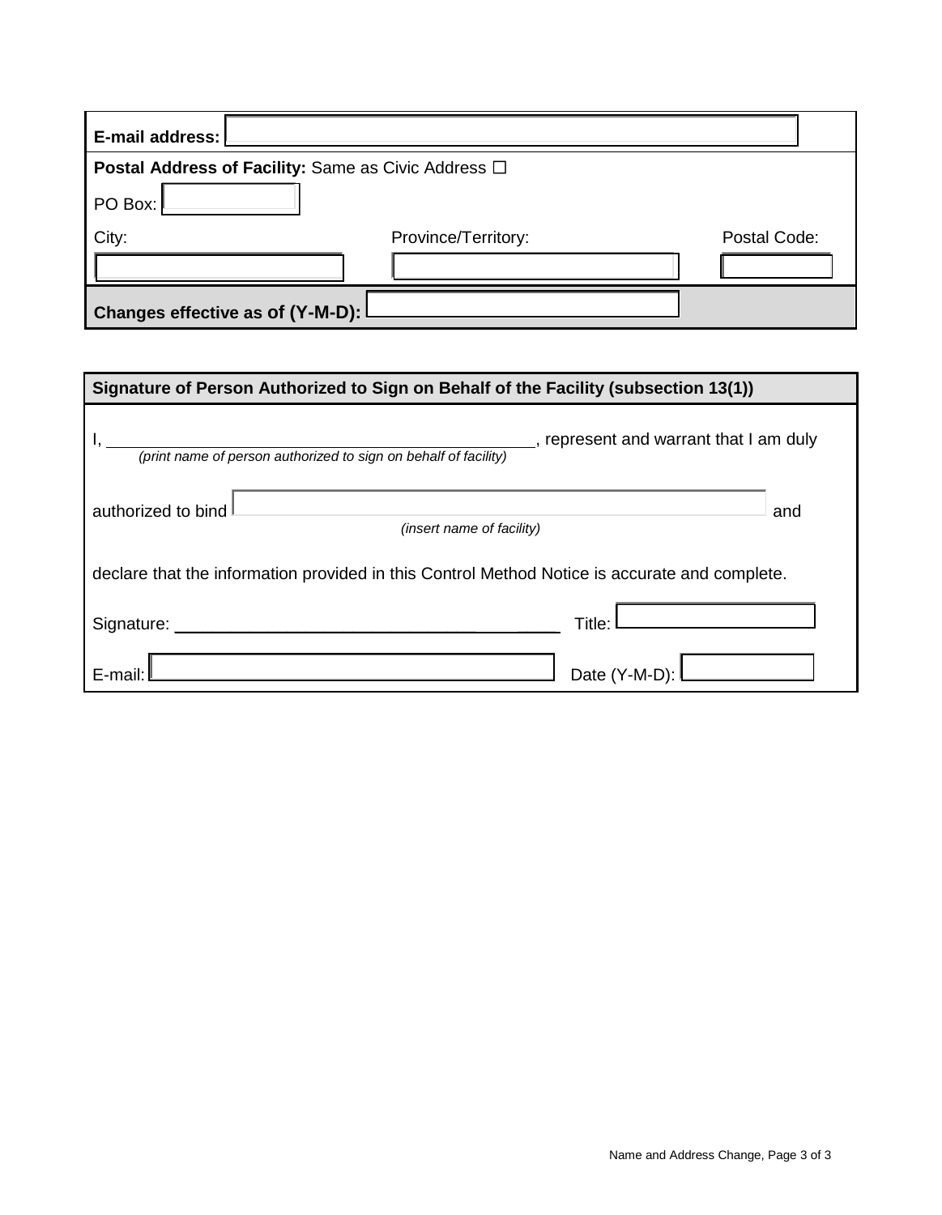**E-mail address:** 

**Postal Address of Facility:** Same as Civic Address ☐

PO Box: 

| City: | Province/Territory: | Postal Code: |
|---|---|---|
| | | |

**Changes effective as of (Y-M-D):** 

**Signature of Person Authorized to Sign on Behalf of the Facility (subsection 13(1))**

I, ______________________________, represent and warrant that I am duly
*(print name of person authorized to sign on behalf of facility)*

authorized to bind ______________________________ and
*(insert name of facility)*

declare that the information provided in this Control Method Notice is accurate and complete.

Signature: ______________________________ Title: 

E-mail: Date (Y-M-D):